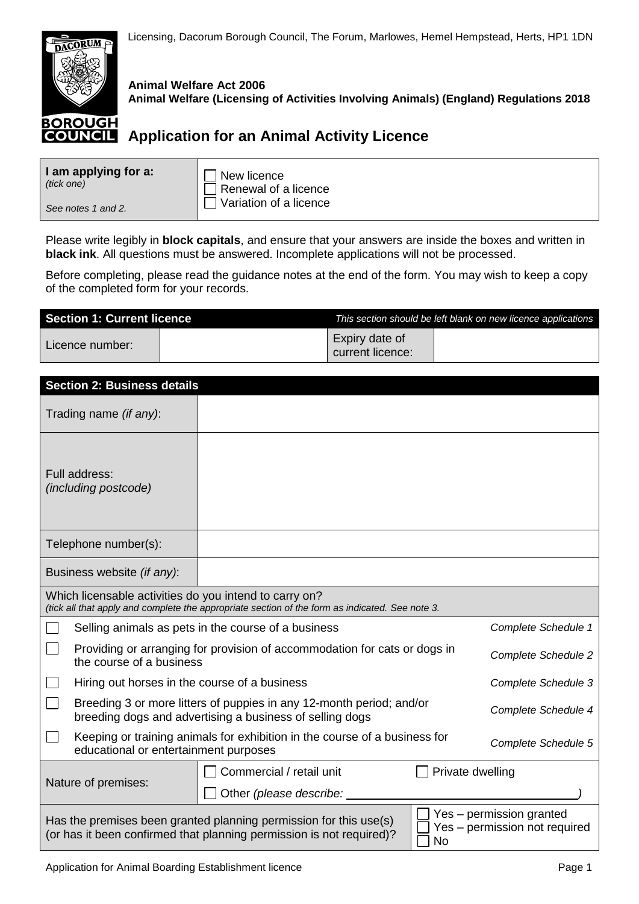Licensing, Dacorum Borough Council, The Forum, Marlowes, Hemel Hempstead, Herts, HP1 1DN

**Animal Welfare Act 2006**
**Animal Welfare (Licensing of Activities Involving Animals) (England) Regulations 2018**

# Application for an Animal Activity Licence

| **I am applying for a:** *(tick one)* *See notes 1 and 2.* | ☐ New licence ☐ Renewal of a licence ☐ Variation of a licence |
|---|---|

Please write legibly in **block capitals**, and ensure that your answers are inside the boxes and written in **black ink**. All questions must be answered. Incomplete applications will not be processed.

Before completing, please read the guidance notes at the end of the form. You may wish to keep a copy of the completed form for your records.

## Section 1: Current licence

*This section should be left blank on new licence applications*

| Licence number: | | Expiry date of current licence: | |
|---|---|---|---|

## Section 2: Business details

| | |
|---|---|
| Trading name *(if any)*: | |
| Full address: *(including postcode)* | |
| Telephone number(s): | |
| Business website *(if any)*: | |

Which licensable activities do you intend to carry on?
*(tick all that apply and complete the appropriate section of the form as indicated. See note 3.*

| | Activity | Schedule |
|---|---|---|
| ☐ | Selling animals as pets in the course of a business | *Complete Schedule 1* |
| ☐ | Providing or arranging for provision of accommodation for cats or dogs in the course of a business | *Complete Schedule 2* |
| ☐ | Hiring out horses in the course of a business | *Complete Schedule 3* |
| ☐ | Breeding 3 or more litters of puppies in any 12-month period; and/or breeding dogs and advertising a business of selling dogs | *Complete Schedule 4* |
| ☐ | Keeping or training animals for exhibition in the course of a business for educational or entertainment purposes | *Complete Schedule 5* |

| Nature of premises: | ☐ Commercial / retail unit ☐ Private dwelling ☐ Other *(please describe: )* |
|---|---|
| Has the premises been granted planning permission for this use(s) (or has it been confirmed that planning permission is not required)? | ☐ Yes – permission granted ☐ Yes – permission not required ☐ No |

Application for Animal Boarding Establishment licence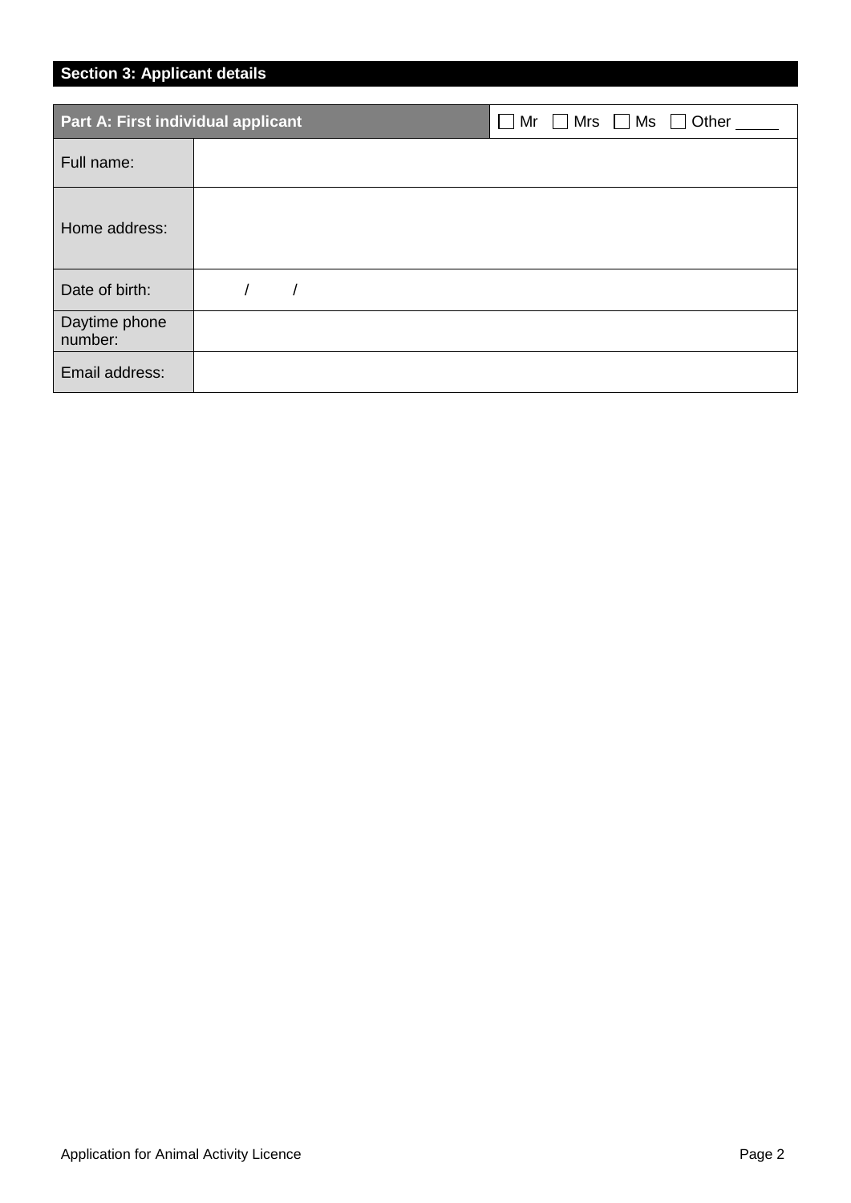## Section 3: Applicant details

| Part A: First individual applicant | ☐ Mr ☐ Mrs ☐ Ms ☐ Other _____ |
| --- | --- |
| Full name: | |
| Home address: | |
| Date of birth: | / / |
| Daytime phone number: | |
| Email address: | |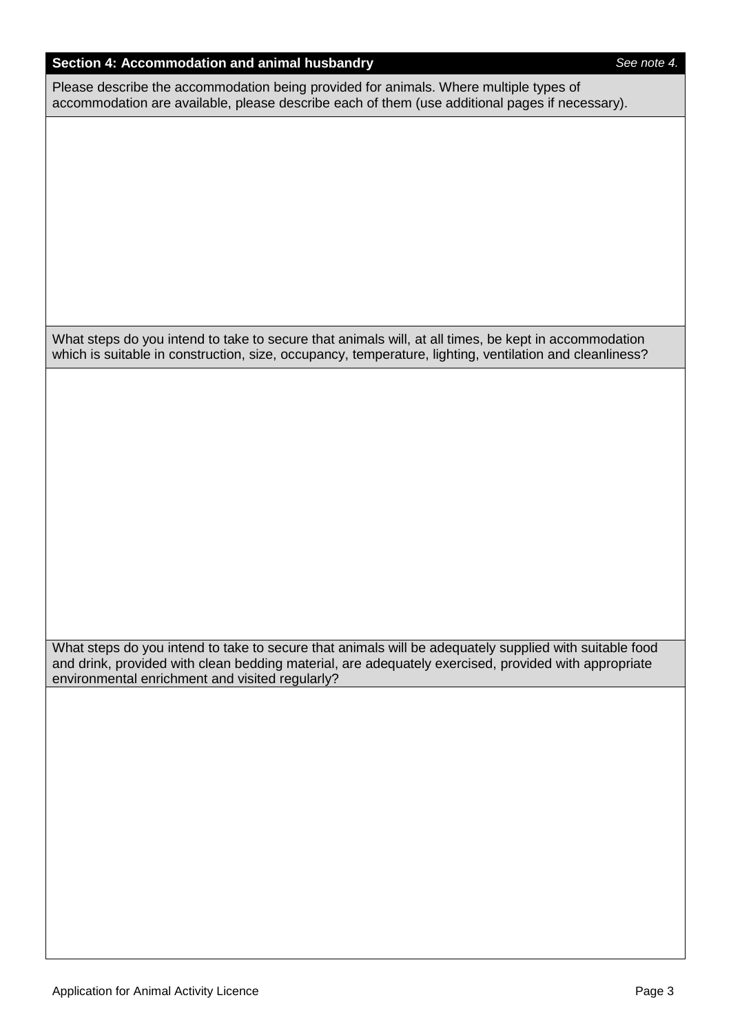## Section 4: Accommodation and animal husbandry

*See note 4.*

Please describe the accommodation being provided for animals. Where multiple types of accommodation are available, please describe each of them (use additional pages if necessary).

What steps do you intend to take to secure that animals will, at all times, be kept in accommodation which is suitable in construction, size, occupancy, temperature, lighting, ventilation and cleanliness?

What steps do you intend to take to secure that animals will be adequately supplied with suitable food and drink, provided with clean bedding material, are adequately exercised, provided with appropriate environmental enrichment and visited regularly?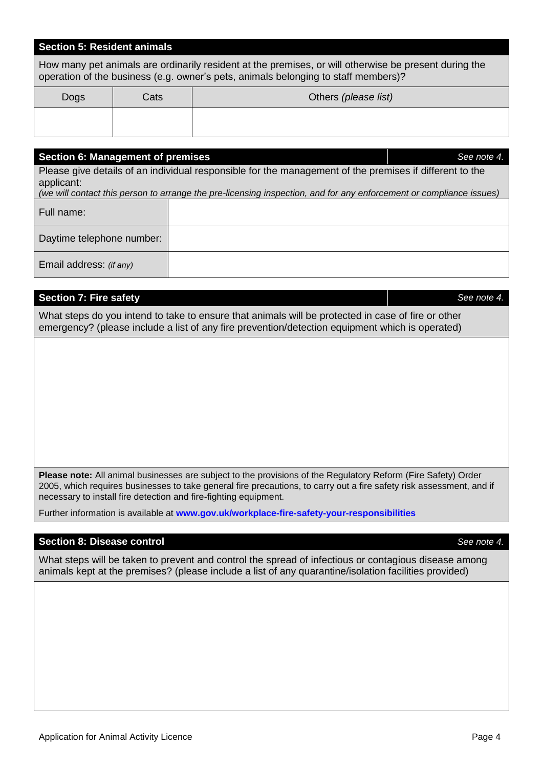## Section 5: Resident animals

How many pet animals are ordinarily resident at the premises, or will otherwise be present during the operation of the business (e.g. owner's pets, animals belonging to staff members)?

| Dogs | Cats | Others *(please list)* |
| --- | --- | --- |
| | | |

## Section 6: Management of premises

*See note 4.*

Please give details of an individual responsible for the management of the premises if different to the applicant:
*(we will contact this person to arrange the pre-licensing inspection, and for any enforcement or compliance issues)*

| | |
| --- | --- |
| Full name: | |
| Daytime telephone number: | |
| Email address: *(if any)* | |

## Section 7: Fire safety

*See note 4.*

What steps do you intend to take to ensure that animals will be protected in case of fire or other emergency? (please include a list of any fire prevention/detection equipment which is operated)

**Please note:** All animal businesses are subject to the provisions of the Regulatory Reform (Fire Safety) Order 2005, which requires businesses to take general fire precautions, to carry out a fire safety risk assessment, and if necessary to install fire detection and fire-fighting equipment.

Further information is available at **www.gov.uk/workplace-fire-safety-your-responsibilities**

## Section 8: Disease control

*See note 4.*

What steps will be taken to prevent and control the spread of infectious or contagious disease among animals kept at the premises? (please include a list of any quarantine/isolation facilities provided)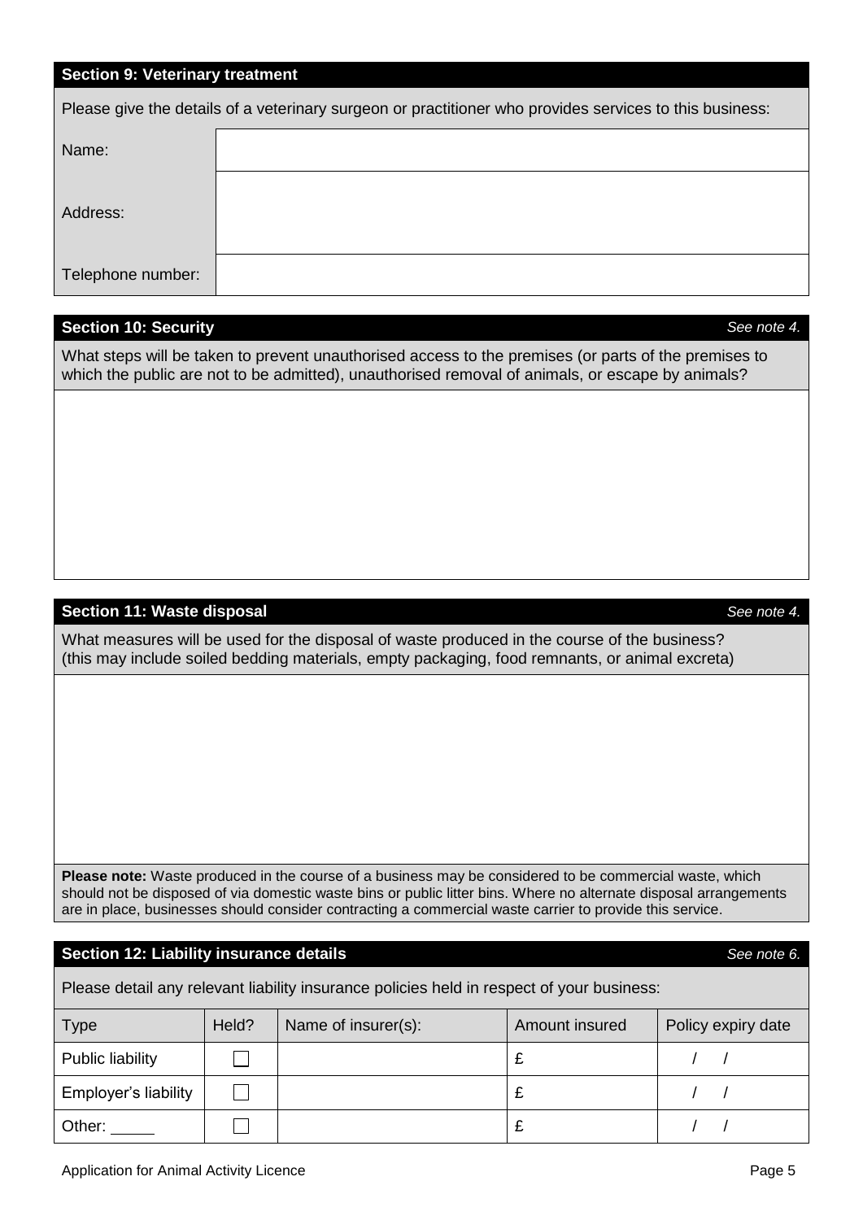## Section 9: Veterinary treatment

Please give the details of a veterinary surgeon or practitioner who provides services to this business:

| | |
|---|---|
| Name: | |
| Address: | |
| Telephone number: | |

## Section 10: Security

*See note 4.*

What steps will be taken to prevent unauthorised access to the premises (or parts of the premises to which the public are not to be admitted), unauthorised removal of animals, or escape by animals?

## Section 11: Waste disposal

*See note 4.*

What measures will be used for the disposal of waste produced in the course of the business? (this may include soiled bedding materials, empty packaging, food remnants, or animal excreta)

**Please note:** Waste produced in the course of a business may be considered to be commercial waste, which should not be disposed of via domestic waste bins or public litter bins. Where no alternate disposal arrangements are in place, businesses should consider contracting a commercial waste carrier to provide this service.

## Section 12: Liability insurance details

*See note 6.*

Please detail any relevant liability insurance policies held in respect of your business:

| Type | Held? | Name of insurer(s): | Amount insured | Policy expiry date |
|---|---|---|---|---|
| Public liability | ☐ | | £ | / / |
| Employer's liability | ☐ | | £ | / / |
| Other: _____ | ☐ | | £ | / / |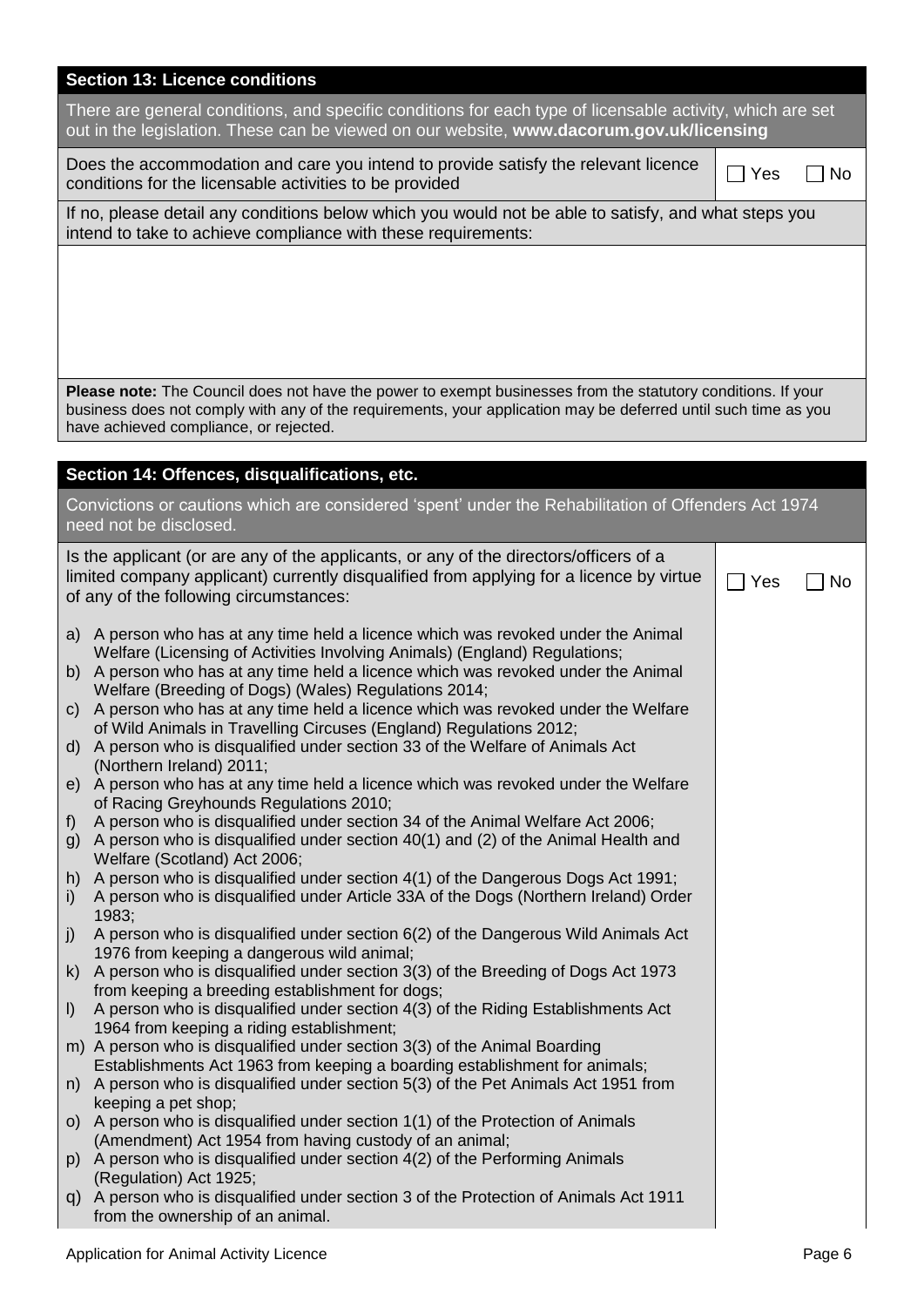## Section 13: Licence conditions

There are general conditions, and specific conditions for each type of licensable activity, which are set out in the legislation. These can be viewed on our website, **www.dacorum.gov.uk/licensing**

| Does the accommodation and care you intend to provide satisfy the relevant licence conditions for the licensable activities to be provided | ☐ Yes ☐ No |
|---|---|

If no, please detail any conditions below which you would not be able to satisfy, and what steps you intend to take to achieve compliance with these requirements:

&nbsp;

**Please note:** The Council does not have the power to exempt businesses from the statutory conditions. If your business does not comply with any of the requirements, your application may be deferred until such time as you have achieved compliance, or rejected.

## Section 14: Offences, disqualifications, etc.

Convictions or cautions which are considered 'spent' under the Rehabilitation of Offenders Act 1974 need not be disclosed.

| Is the applicant (or are any of the applicants, or any of the directors/officers of a limited company applicant) currently disqualified from applying for a licence by virtue of any of the following circumstances: | ☐ Yes ☐ No |
|---|---|

a) A person who has at any time held a licence which was revoked under the Animal Welfare (Licensing of Activities Involving Animals) (England) Regulations;
b) A person who has at any time held a licence which was revoked under the Animal Welfare (Breeding of Dogs) (Wales) Regulations 2014;
c) A person who has at any time held a licence which was revoked under the Welfare of Wild Animals in Travelling Circuses (England) Regulations 2012;
d) A person who is disqualified under section 33 of the Welfare of Animals Act (Northern Ireland) 2011;
e) A person who has at any time held a licence which was revoked under the Welfare of Racing Greyhounds Regulations 2010;
f) A person who is disqualified under section 34 of the Animal Welfare Act 2006;
g) A person who is disqualified under section 40(1) and (2) of the Animal Health and Welfare (Scotland) Act 2006;
h) A person who is disqualified under section 4(1) of the Dangerous Dogs Act 1991;
i) A person who is disqualified under Article 33A of the Dogs (Northern Ireland) Order 1983;
j) A person who is disqualified under section 6(2) of the Dangerous Wild Animals Act 1976 from keeping a dangerous wild animal;
k) A person who is disqualified under section 3(3) of the Breeding of Dogs Act 1973 from keeping a breeding establishment for dogs;
l) A person who is disqualified under section 4(3) of the Riding Establishments Act 1964 from keeping a riding establishment;
m) A person who is disqualified under section 3(3) of the Animal Boarding Establishments Act 1963 from keeping a boarding establishment for animals;
n) A person who is disqualified under section 5(3) of the Pet Animals Act 1951 from keeping a pet shop;
o) A person who is disqualified under section 1(1) of the Protection of Animals (Amendment) Act 1954 from having custody of an animal;
p) A person who is disqualified under section 4(2) of the Performing Animals (Regulation) Act 1925;
q) A person who is disqualified under section 3 of the Protection of Animals Act 1911 from the ownership of an animal.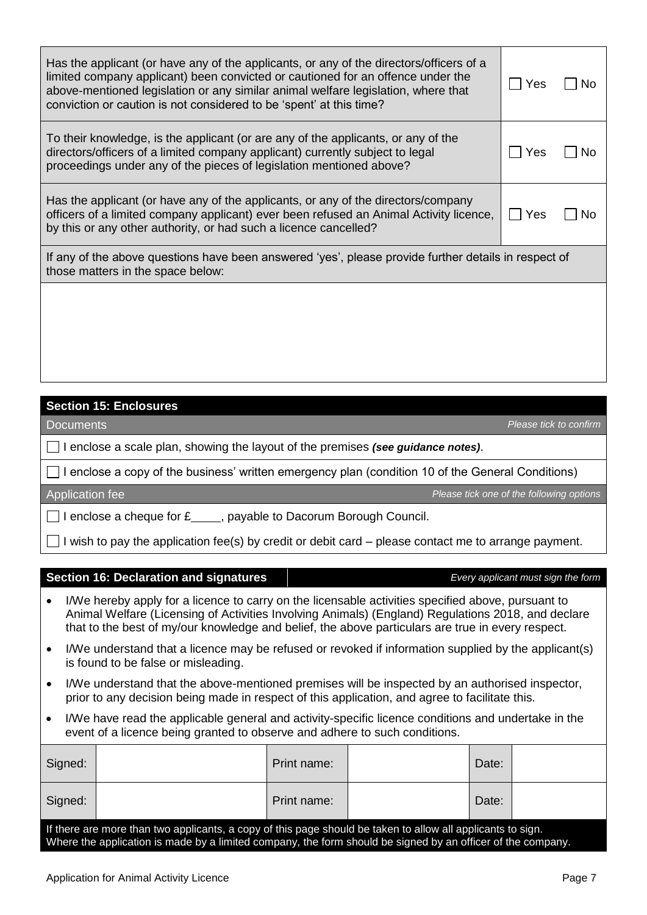| Question | Yes | No |
| --- | --- | --- |
| Has the applicant (or have any of the applicants, or any of the directors/officers of a limited company applicant) been convicted or cautioned for an offence under the above-mentioned legislation or any similar animal welfare legislation, where that conviction or caution is not considered to be 'spent' at this time? | ☐ Yes | ☐ No |
| To their knowledge, is the applicant (or are any of the applicants, or any of the directors/officers of a limited company applicant) currently subject to legal proceedings under any of the pieces of legislation mentioned above? | ☐ Yes | ☐ No |
| Has the applicant (or have any of the applicants, or any of the directors/company officers of a limited company applicant) ever been refused an Animal Activity licence, by this or any other authority, or had such a licence cancelled? | ☐ Yes | ☐ No |

If any of the above questions have been answered 'yes', please provide further details in respect of those matters in the space below:

&nbsp;

## Section 15: Enclosures

**Documents** — *Please tick to confirm*

☐ I enclose a scale plan, showing the layout of the premises ***(see guidance notes)***.

☐ I enclose a copy of the business' written emergency plan (condition 10 of the General Conditions)

**Application fee** — *Please tick one of the following options*

☐ I enclose a cheque for £____, payable to Dacorum Borough Council.

☐ I wish to pay the application fee(s) by credit or debit card – please contact me to arrange payment.

## Section 16: Declaration and signatures

*Every applicant must sign the form*

- I/We hereby apply for a licence to carry on the licensable activities specified above, pursuant to Animal Welfare (Licensing of Activities Involving Animals) (England) Regulations 2018, and declare that to the best of my/our knowledge and belief, the above particulars are true in every respect.
- I/We understand that a licence may be refused or revoked if information supplied by the applicant(s) is found to be false or misleading.
- I/We understand that the above-mentioned premises will be inspected by an authorised inspector, prior to any decision being made in respect of this application, and agree to facilitate this.
- I/We have read the applicable general and activity-specific licence conditions and undertake in the event of a licence being granted to observe and adhere to such conditions.

| Signed: | | Print name: | | Date: | |
| --- | --- | --- | --- | --- | --- |
| Signed: | | Print name: | | Date: | |

If there are more than two applicants, a copy of this page should be taken to allow all applicants to sign.
Where the application is made by a limited company, the form should be signed by an officer of the company.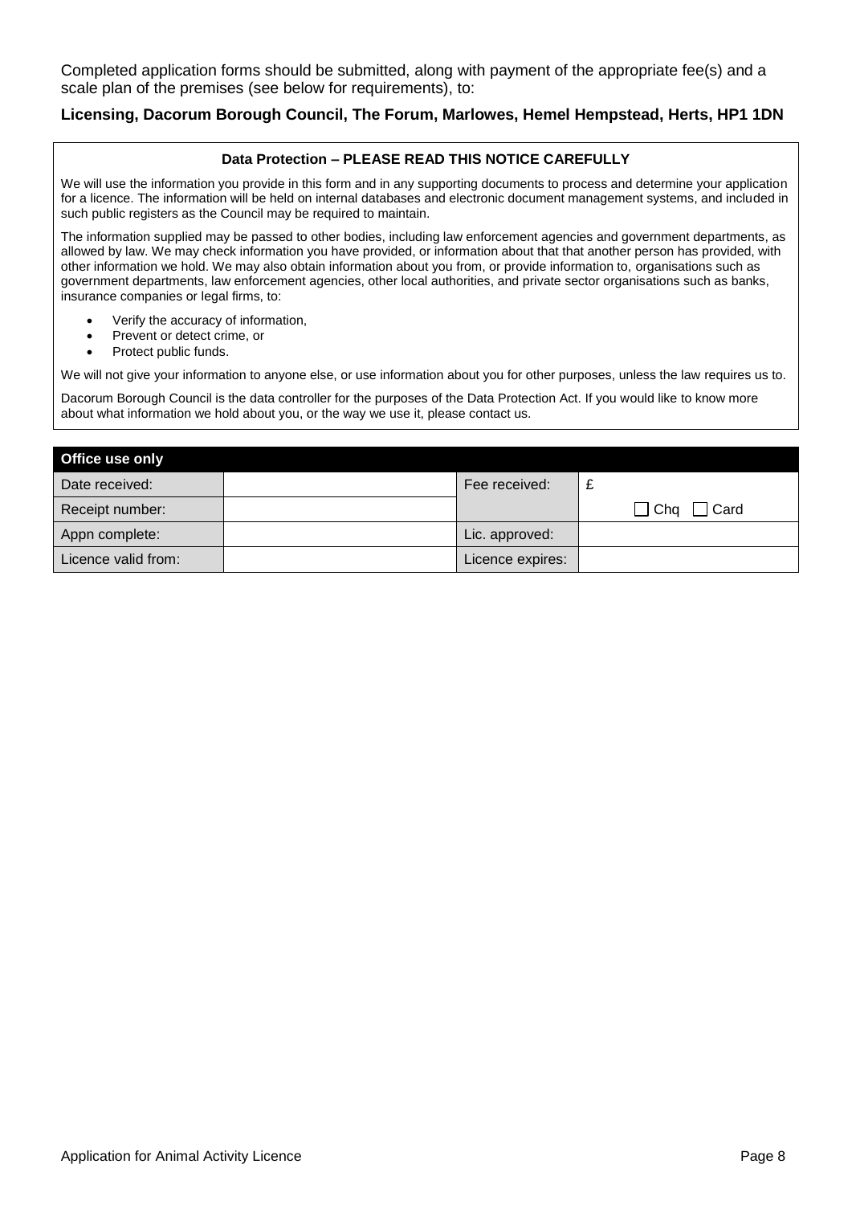Completed application forms should be submitted, along with payment of the appropriate fee(s) and a scale plan of the premises (see below for requirements), to:

**Licensing, Dacorum Borough Council, The Forum, Marlowes, Hemel Hempstead, Herts, HP1 1DN**

**Data Protection – PLEASE READ THIS NOTICE CAREFULLY**

We will use the information you provide in this form and in any supporting documents to process and determine your application for a licence. The information will be held on internal databases and electronic document management systems, and included in such public registers as the Council may be required to maintain.

The information supplied may be passed to other bodies, including law enforcement agencies and government departments, as allowed by law. We may check information you have provided, or information about that that another person has provided, with other information we hold. We may also obtain information about you from, or provide information to, organisations such as government departments, law enforcement agencies, other local authorities, and private sector organisations such as banks, insurance companies or legal firms, to:

- Verify the accuracy of information,
- Prevent or detect crime, or
- Protect public funds.

We will not give your information to anyone else, or use information about you for other purposes, unless the law requires us to.

Dacorum Borough Council is the data controller for the purposes of the Data Protection Act. If you would like to know more about what information we hold about you, or the way we use it, please contact us.

| Office use only | | | |
|---|---|---|---|
| Date received: | | Fee received: | £ |
| Receipt number: | | | ☐ Chq ☐ Card |
| Appn complete: | | Lic. approved: | |
| Licence valid from: | | Licence expires: | |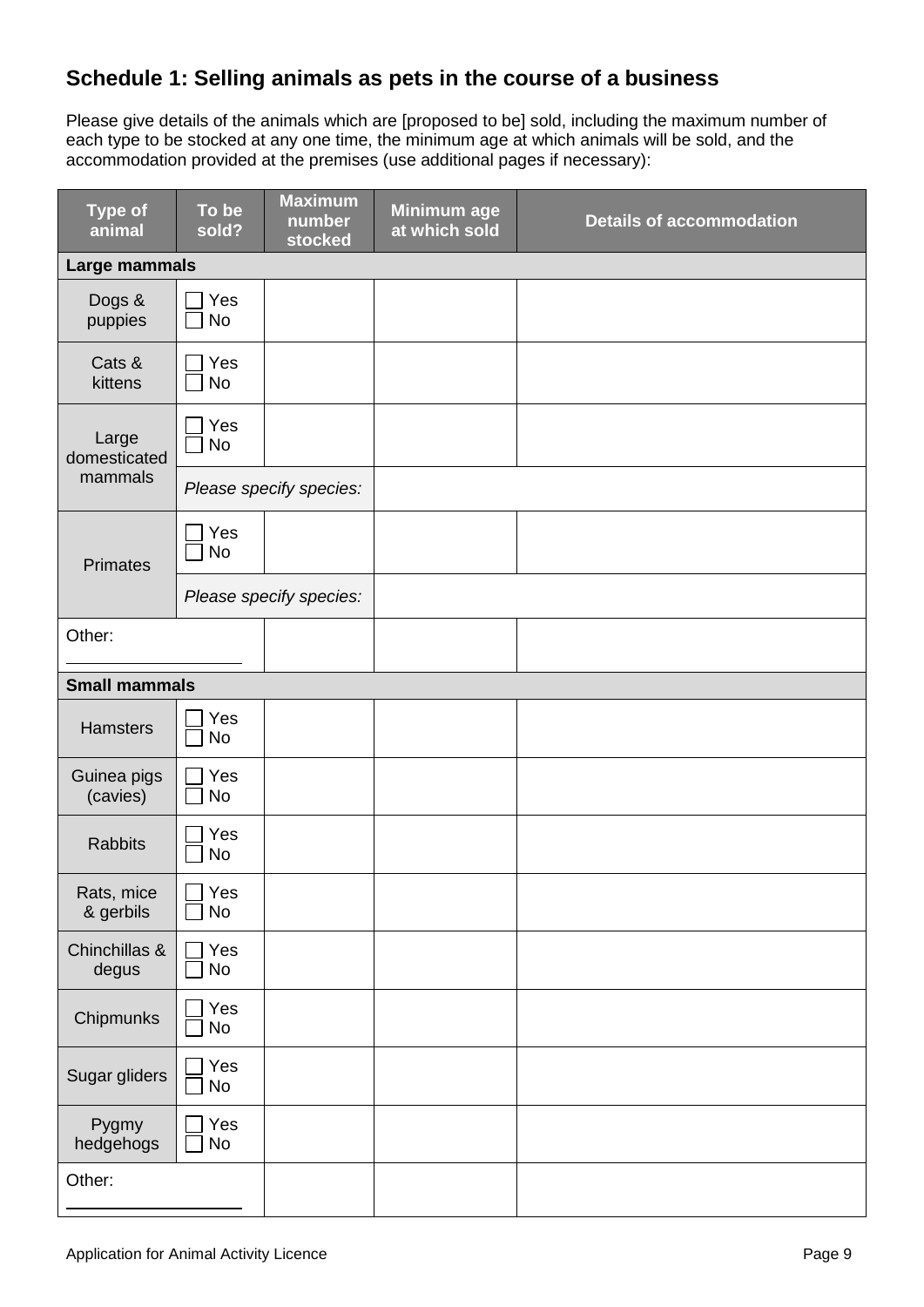## Schedule 1: Selling animals as pets in the course of a business

Please give details of the animals which are [proposed to be] sold, including the maximum number of each type to be stocked at any one time, the minimum age at which animals will be sold, and the accommodation provided at the premises (use additional pages if necessary):

| Type of animal | To be sold? | Maximum number stocked | Minimum age at which sold | Details of accommodation |
|---|---|---|---|---|
| **Large mammals** | | | | |
| Dogs & puppies | ☐ Yes ☐ No | | | |
| Cats & kittens | ☐ Yes ☐ No | | | |
| Large domesticated mammals | ☐ Yes ☐ No | | | |
| | *Please specify species:* | | | |
| Primates | ☐ Yes ☐ No | | | |
| | *Please specify species:* | | | |
| Other: ______ | | | | |
| **Small mammals** | | | | |
| Hamsters | ☐ Yes ☐ No | | | |
| Guinea pigs (cavies) | ☐ Yes ☐ No | | | |
| Rabbits | ☐ Yes ☐ No | | | |
| Rats, mice & gerbils | ☐ Yes ☐ No | | | |
| Chinchillas & degus | ☐ Yes ☐ No | | | |
| Chipmunks | ☐ Yes ☐ No | | | |
| Sugar gliders | ☐ Yes ☐ No | | | |
| Pygmy hedgehogs | ☐ Yes ☐ No | | | |
| Other: ______ | | | | |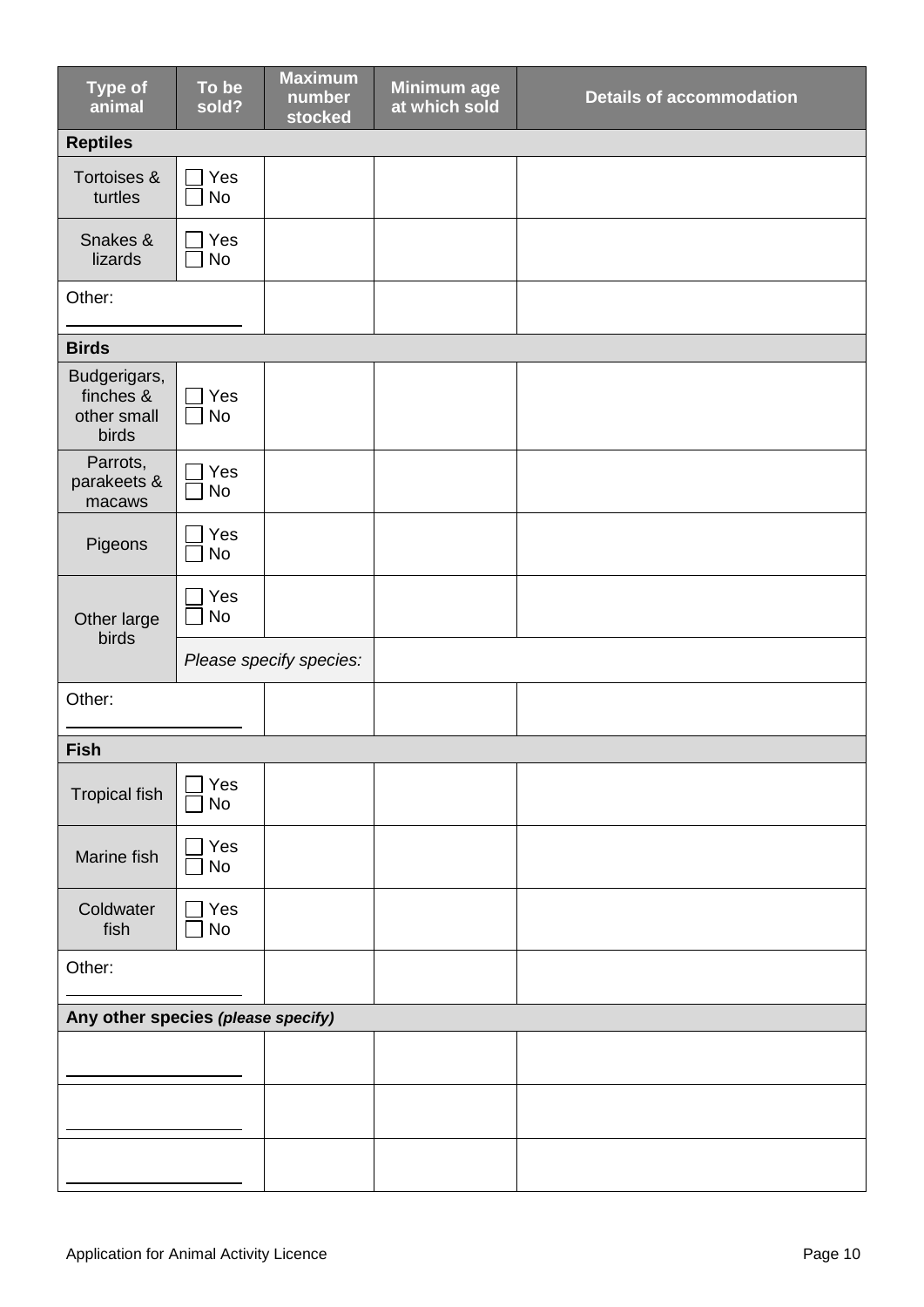| Type of animal | To be sold? | Maximum number stocked | Minimum age at which sold | Details of accommodation |
|---|---|---|---|---|
| **Reptiles** | | | | |
| Tortoises & turtles | ☐ Yes ☐ No | | | |
| Snakes & lizards | ☐ Yes ☐ No | | | |
| Other: ______________ | | | | |
| **Birds** | | | | |
| Budgerigars, finches & other small birds | ☐ Yes ☐ No | | | |
| Parrots, parakeets & macaws | ☐ Yes ☐ No | | | |
| Pigeons | ☐ Yes ☐ No | | | |
| Other large birds | ☐ Yes ☐ No | | | |
| | *Please specify species:* | | | |
| Other: ______________ | | | | |
| **Fish** | | | | |
| Tropical fish | ☐ Yes ☐ No | | | |
| Marine fish | ☐ Yes ☐ No | | | |
| Coldwater fish | ☐ Yes ☐ No | | | |
| Other: ______________ | | | | |
| **Any other species *(please specify)*** | | | | |
| ______________ | | | | |
| ______________ | | | | |
| ______________ | | | | |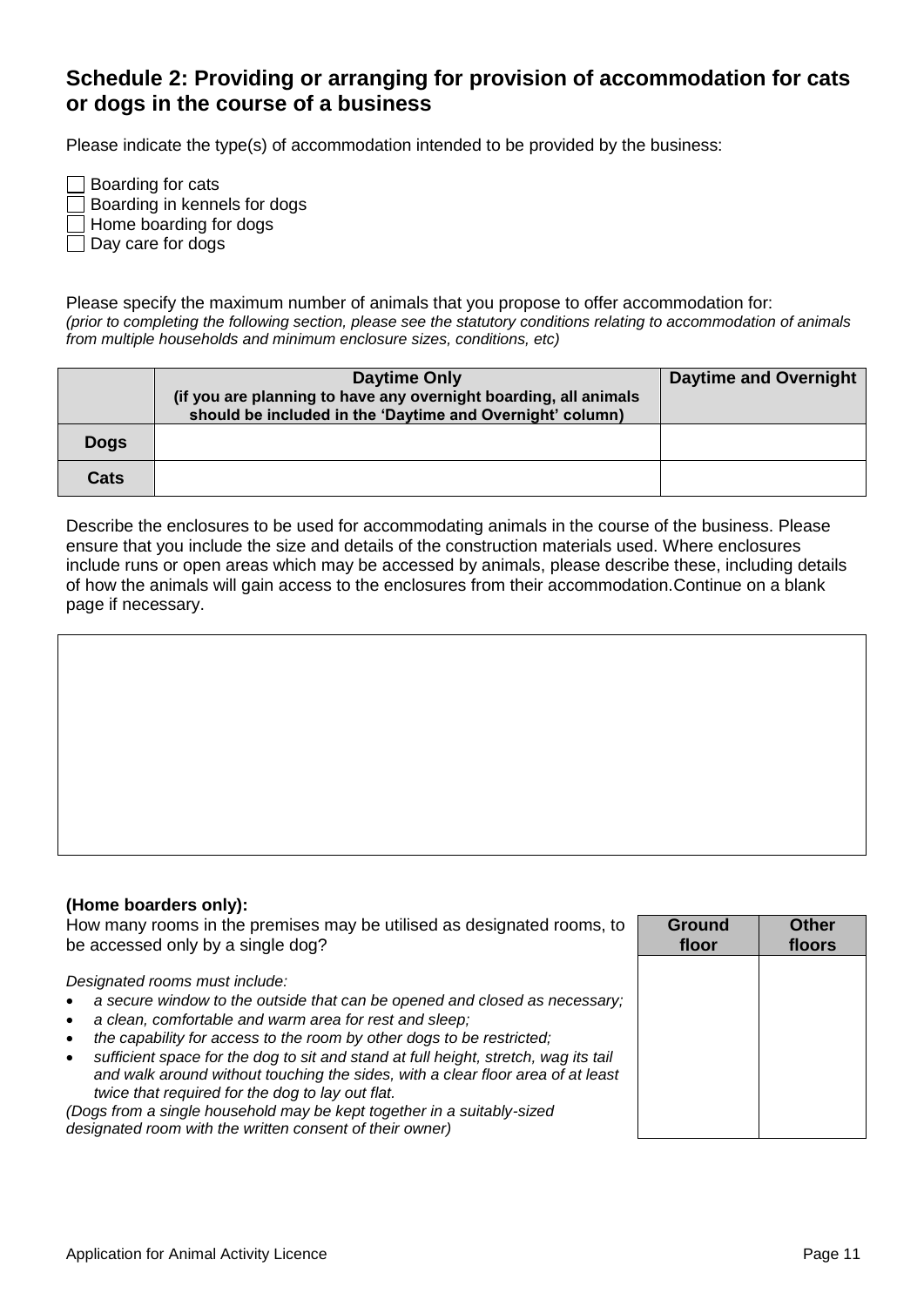## Schedule 2: Providing or arranging for provision of accommodation for cats or dogs in the course of a business

Please indicate the type(s) of accommodation intended to be provided by the business:

- ☐ Boarding for cats
- ☐ Boarding in kennels for dogs
- ☐ Home boarding for dogs
- ☐ Day care for dogs

Please specify the maximum number of animals that you propose to offer accommodation for:
*(prior to completing the following section, please see the statutory conditions relating to accommodation of animals from multiple households and minimum enclosure sizes, conditions, etc)*

| | **Daytime Only** (if you are planning to have any overnight boarding, all animals should be included in the 'Daytime and Overnight' column) | **Daytime and Overnight** |
|---|---|---|
| **Dogs** | | |
| **Cats** | | |

Describe the enclosures to be used for accommodating animals in the course of the business. Please ensure that you include the size and details of the construction materials used. Where enclosures include runs or open areas which may be accessed by animals, please describe these, including details of how the animals will gain access to the enclosures from their accommodation.Continue on a blank page if necessary.

| |
|---|
| |

**(Home boarders only):**
How many rooms in the premises may be utilised as designated rooms, to be accessed only by a single dog?

| Ground floor | Other floors |
|---|---|
| | |

*Designated rooms must include:*

- *a secure window to the outside that can be opened and closed as necessary;*
- *a clean, comfortable and warm area for rest and sleep;*
- *the capability for access to the room by other dogs to be restricted;*
- *sufficient space for the dog to sit and stand at full height, stretch, wag its tail and walk around without touching the sides, with a clear floor area of at least twice that required for the dog to lay out flat.*

*(Dogs from a single household may be kept together in a suitably-sized designated room with the written consent of their owner)*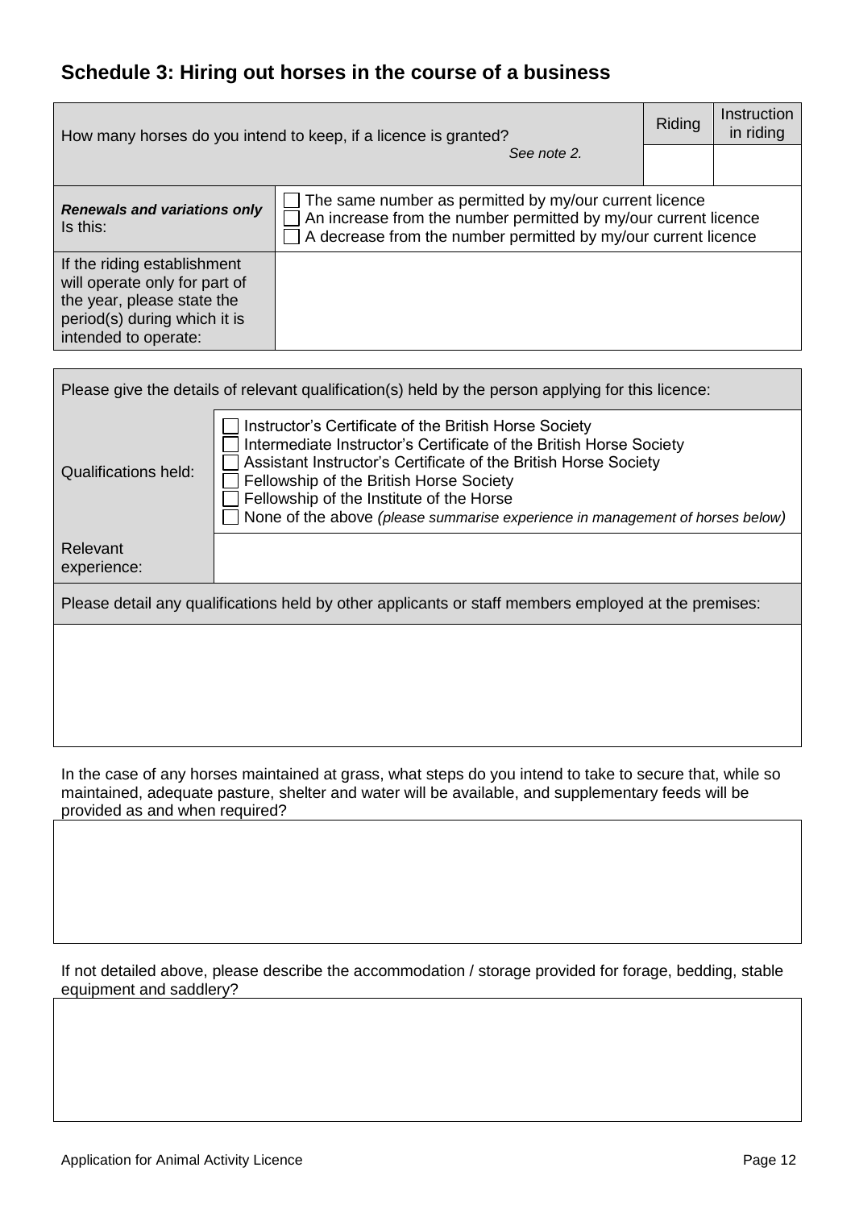## Schedule 3: Hiring out horses in the course of a business

| How many horses do you intend to keep, if a licence is granted? *See note 2.* | Riding | Instruction in riding |
|---|---|---|
| | | |

| | |
|---|---|
| ***Renewals and variations only*** Is this: | ☐ The same number as permitted by my/our current licence<br>☐ An increase from the number permitted by my/our current licence<br>☐ A decrease from the number permitted by my/our current licence |
| If the riding establishment will operate only for part of the year, please state the period(s) during which it is intended to operate: | |

| Please give the details of relevant qualification(s) held by the person applying for this licence: | |
|---|---|
| Qualifications held: | ☐ Instructor's Certificate of the British Horse Society<br>☐ Intermediate Instructor's Certificate of the British Horse Society<br>☐ Assistant Instructor's Certificate of the British Horse Society<br>☐ Fellowship of the British Horse Society<br>☐ Fellowship of the Institute of the Horse<br>☐ None of the above *(please summarise experience in management of horses below)* |
| Relevant experience: | |
| Please detail any qualifications held by other applicants or staff members employed at the premises: | |
| | |

In the case of any horses maintained at grass, what steps do you intend to take to secure that, while so maintained, adequate pasture, shelter and water will be available, and supplementary feeds will be provided as and when required?

| |
|---|
| |

If not detailed above, please describe the accommodation / storage provided for forage, bedding, stable equipment and saddlery?

| |
|---|
| |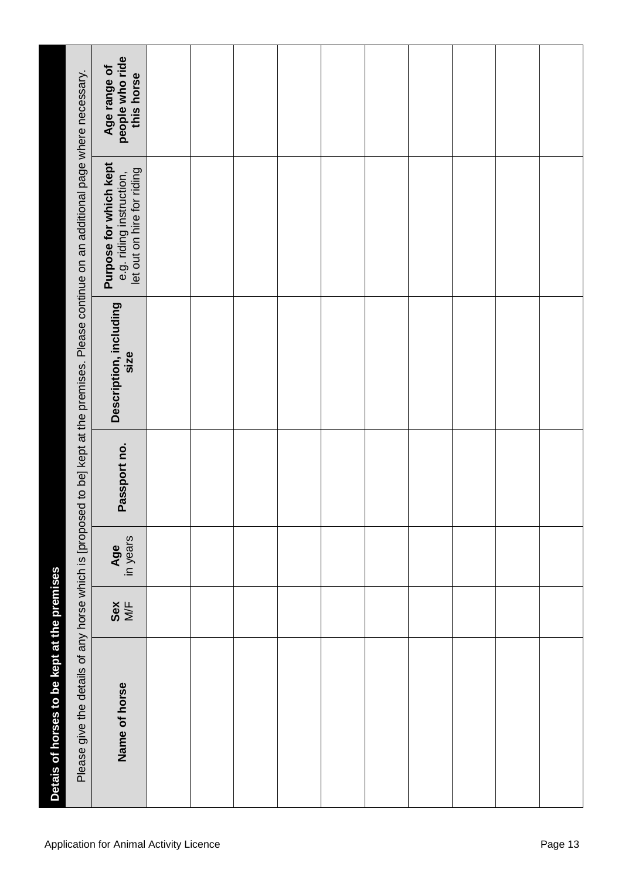## Detais of horses to be kept at the premises

Please give the details of any horse which is [proposed to be] kept at the premises. Please continue on an additional page where necessary.

| **Name of horse** | **Sex** M/F | **Age** in years | **Passport no.** | **Description, including size** | **Purpose for which kept** e.g. riding instruction, let out on hire for riding | **Age range of people who ride this horse** |
|---|---|---|---|---|---|---|
| | | | | | | |
| | | | | | | |
| | | | | | | |
| | | | | | | |
| | | | | | | |
| | | | | | | |
| | | | | | | |
| | | | | | | |
| | | | | | | |
| | | | | | | |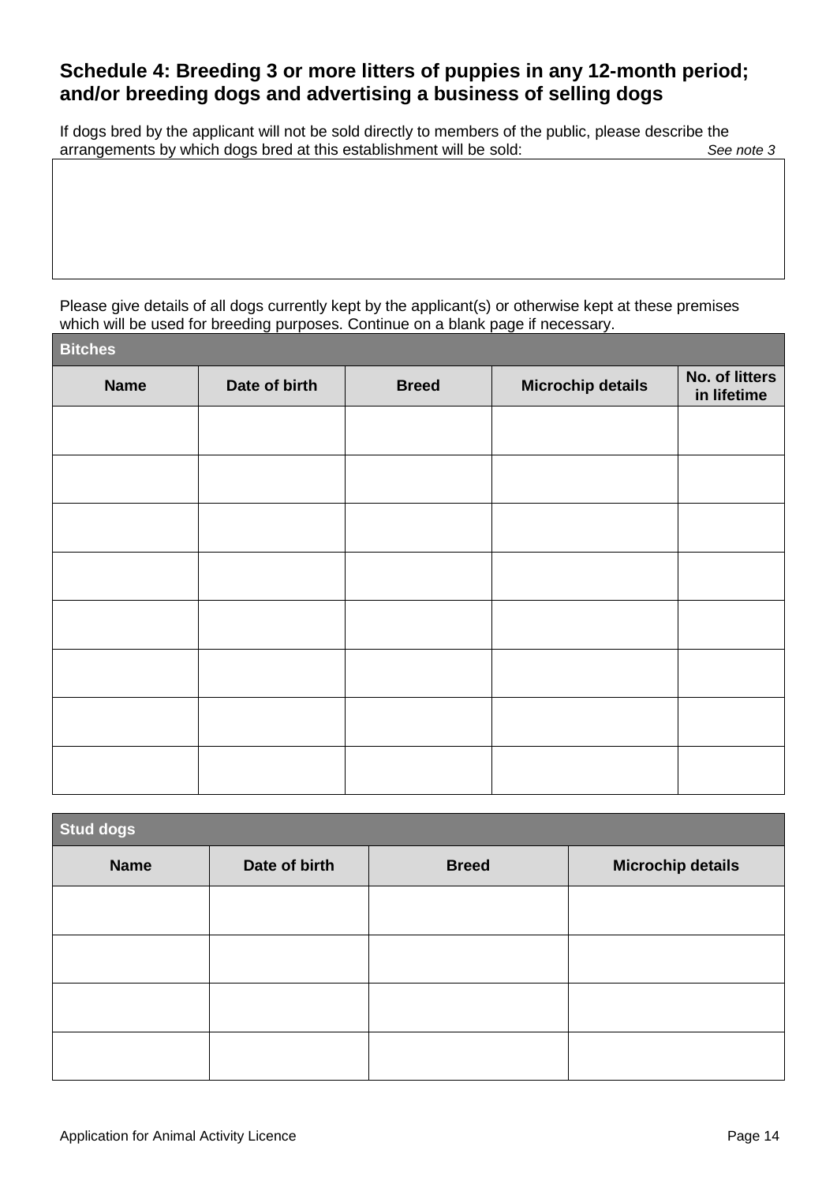## Schedule 4: Breeding 3 or more litters of puppies in any 12-month period; and/or breeding dogs and advertising a business of selling dogs

If dogs bred by the applicant will not be sold directly to members of the public, please describe the arrangements by which dogs bred at this establishment will be sold: *See note 3*

| |
|---|
| |

Please give details of all dogs currently kept by the applicant(s) or otherwise kept at these premises which will be used for breeding purposes. Continue on a blank page if necessary.

| **Bitches** | | | | |
|---|---|---|---|---|
| **Name** | **Date of birth** | **Breed** | **Microchip details** | **No. of litters in lifetime** |
| | | | | |
| | | | | |
| | | | | |
| | | | | |
| | | | | |
| | | | | |
| | | | | |
| | | | | |

| **Stud dogs** | | | |
|---|---|---|---|
| **Name** | **Date of birth** | **Breed** | **Microchip details** |
| | | | |
| | | | |
| | | | |
| | | | |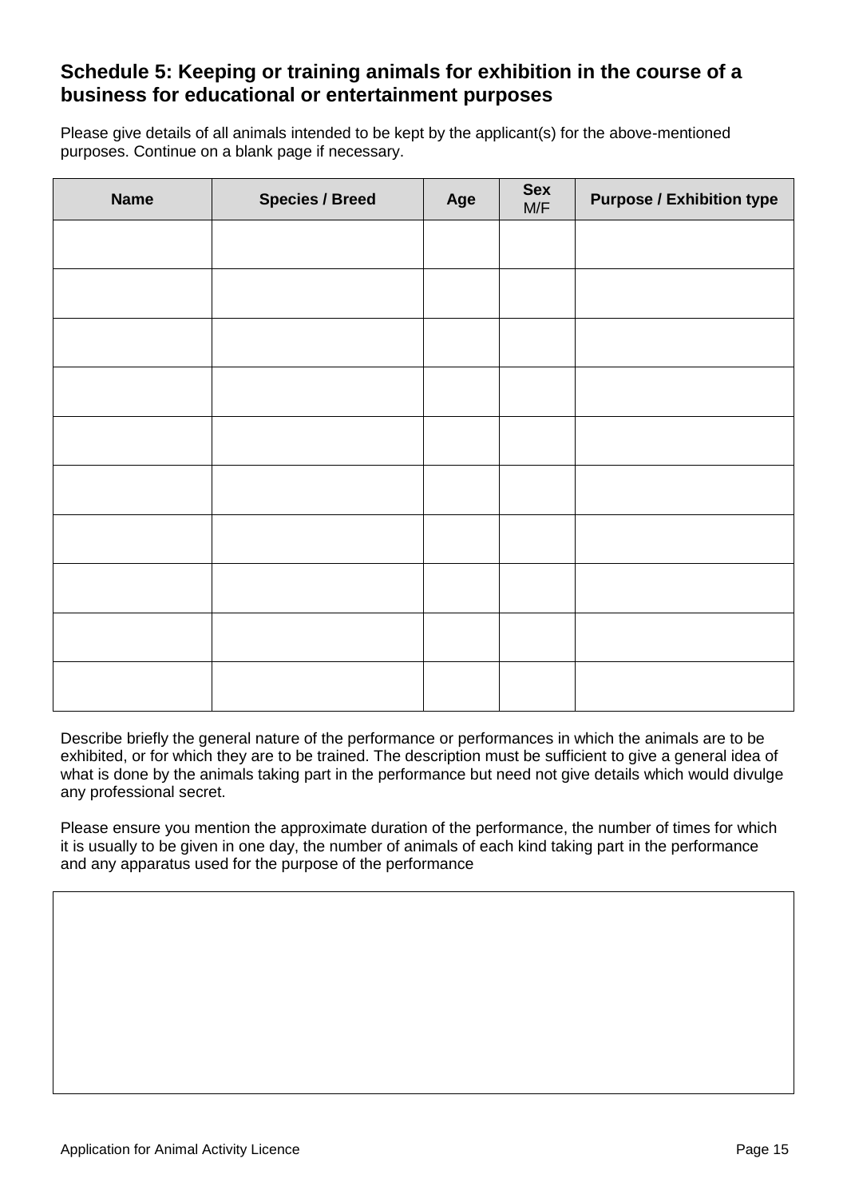## Schedule 5: Keeping or training animals for exhibition in the course of a business for educational or entertainment purposes

Please give details of all animals intended to be kept by the applicant(s) for the above-mentioned purposes. Continue on a blank page if necessary.

| Name | Species / Breed | Age | Sex M/F | Purpose / Exhibition type |
|---|---|---|---|---|
| | | | | |
| | | | | |
| | | | | |
| | | | | |
| | | | | |
| | | | | |
| | | | | |
| | | | | |
| | | | | |
| | | | | |

Describe briefly the general nature of the performance or performances in which the animals are to be exhibited, or for which they are to be trained. The description must be sufficient to give a general idea of what is done by the animals taking part in the performance but need not give details which would divulge any professional secret.

Please ensure you mention the approximate duration of the performance, the number of times for which it is usually to be given in one day, the number of animals of each kind taking part in the performance and any apparatus used for the purpose of the performance

| |
|---|
| |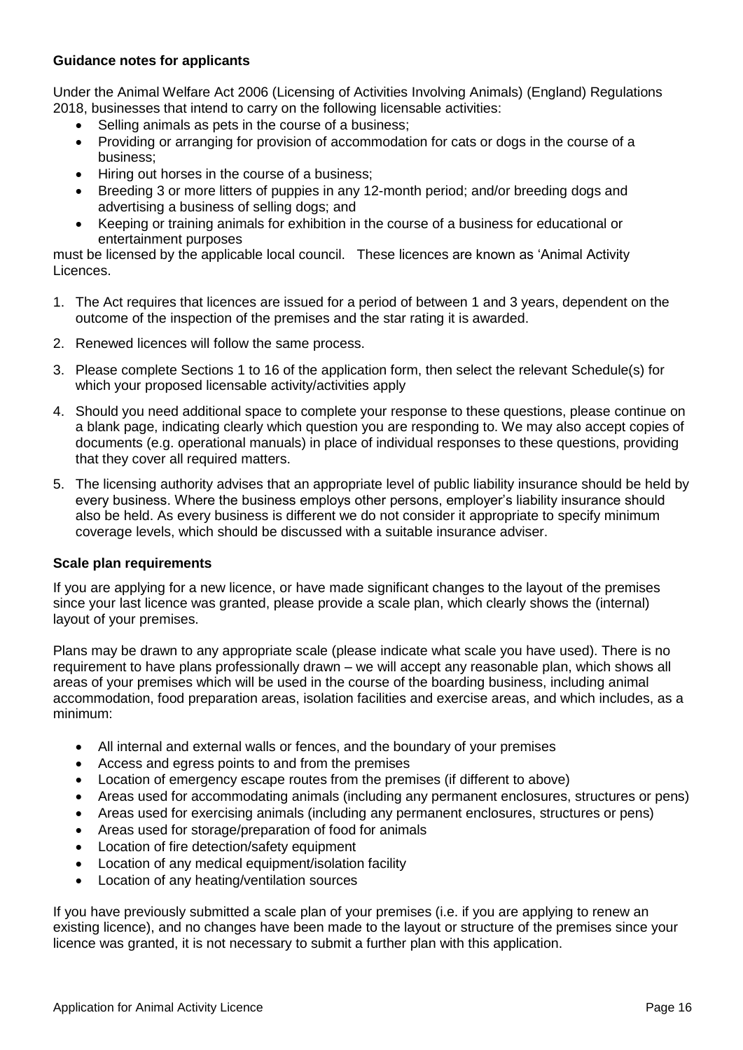**Guidance notes for applicants**

Under the Animal Welfare Act 2006 (Licensing of Activities Involving Animals) (England) Regulations 2018, businesses that intend to carry on the following licensable activities:

- Selling animals as pets in the course of a business;
- Providing or arranging for provision of accommodation for cats or dogs in the course of a business;
- Hiring out horses in the course of a business;
- Breeding 3 or more litters of puppies in any 12-month period; and/or breeding dogs and advertising a business of selling dogs; and
- Keeping or training animals for exhibition in the course of a business for educational or entertainment purposes

must be licensed by the applicable local council. These licences are known as 'Animal Activity Licences.

1. The Act requires that licences are issued for a period of between 1 and 3 years, dependent on the outcome of the inspection of the premises and the star rating it is awarded.
2. Renewed licences will follow the same process.
3. Please complete Sections 1 to 16 of the application form, then select the relevant Schedule(s) for which your proposed licensable activity/activities apply
4. Should you need additional space to complete your response to these questions, please continue on a blank page, indicating clearly which question you are responding to. We may also accept copies of documents (e.g. operational manuals) in place of individual responses to these questions, providing that they cover all required matters.
5. The licensing authority advises that an appropriate level of public liability insurance should be held by every business. Where the business employs other persons, employer's liability insurance should also be held. As every business is different we do not consider it appropriate to specify minimum coverage levels, which should be discussed with a suitable insurance adviser.

**Scale plan requirements**

If you are applying for a new licence, or have made significant changes to the layout of the premises since your last licence was granted, please provide a scale plan, which clearly shows the (internal) layout of your premises.

Plans may be drawn to any appropriate scale (please indicate what scale you have used). There is no requirement to have plans professionally drawn – we will accept any reasonable plan, which shows all areas of your premises which will be used in the course of the boarding business, including animal accommodation, food preparation areas, isolation facilities and exercise areas, and which includes, as a minimum:

- All internal and external walls or fences, and the boundary of your premises
- Access and egress points to and from the premises
- Location of emergency escape routes from the premises (if different to above)
- Areas used for accommodating animals (including any permanent enclosures, structures or pens)
- Areas used for exercising animals (including any permanent enclosures, structures or pens)
- Areas used for storage/preparation of food for animals
- Location of fire detection/safety equipment
- Location of any medical equipment/isolation facility
- Location of any heating/ventilation sources

If you have previously submitted a scale plan of your premises (i.e. if you are applying to renew an existing licence), and no changes have been made to the layout or structure of the premises since your licence was granted, it is not necessary to submit a further plan with this application.